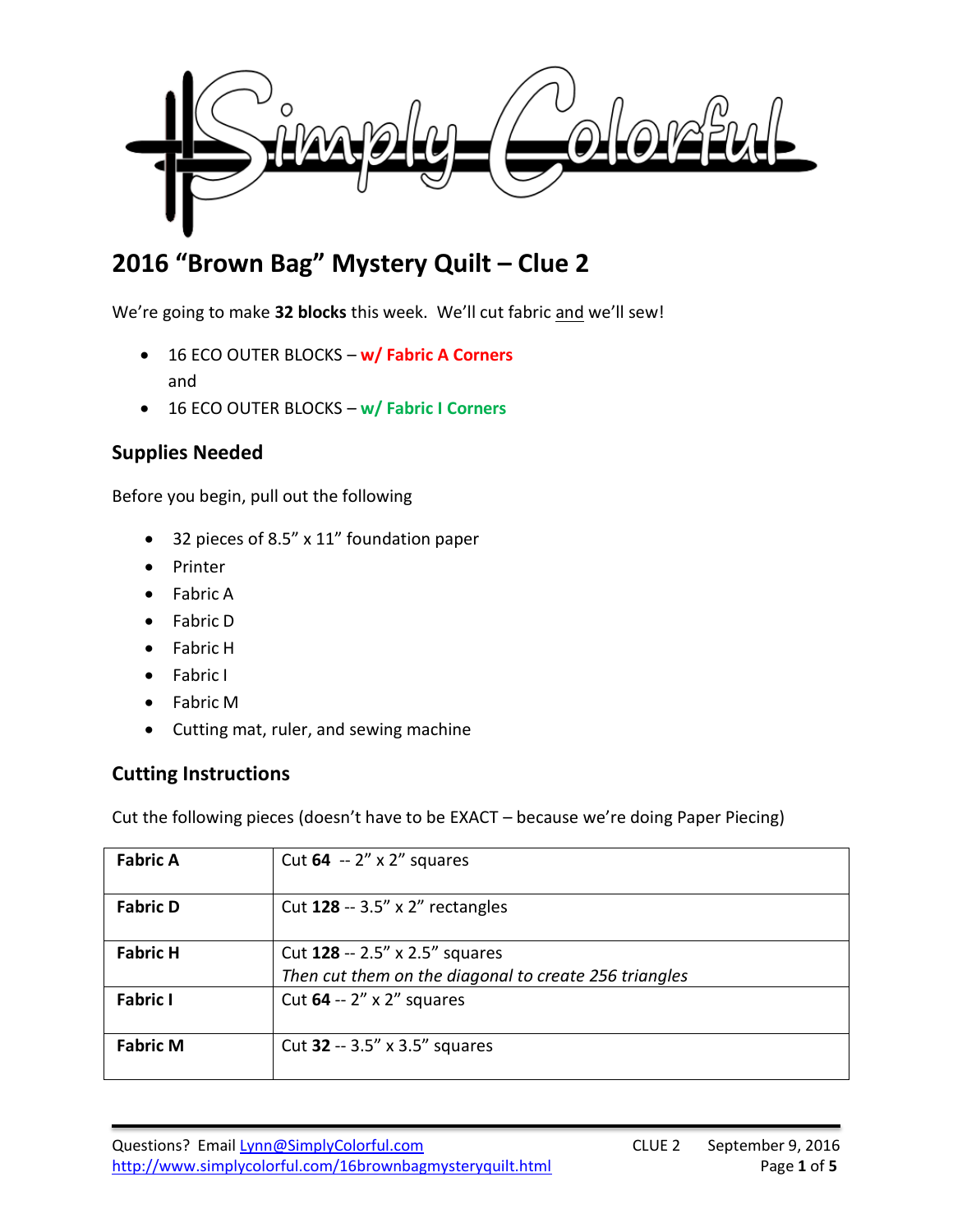# 2016 "Brown Bag" Mystery Quilt – Clue 2

We're going to make **32 blocks** this week. We'll cut fabric and we'll sew!

- 16 ECO OUTER BLOCKS – **w/ Fabric A Corners**
  and
- 16 ECO OUTER BLOCKS – **w/ Fabric I Corners**

## Supplies Needed

Before you begin, pull out the following

- 32 pieces of 8.5" x 11" foundation paper
- Printer
- Fabric A
- Fabric D
- Fabric H
- Fabric I
- Fabric M
- Cutting mat, ruler, and sewing machine

## Cutting Instructions

Cut the following pieces (doesn't have to be EXACT – because we're doing Paper Piecing)

| **Fabric A** | Cut **64** -- 2" x 2" squares |
|---|---|
| **Fabric D** | Cut **128** -- 3.5" x 2" rectangles |
| **Fabric H** | Cut **128** -- 2.5" x 2.5" squares<br>*Then cut them on the diagonal to create 256 triangles* |
| **Fabric I** | Cut **64** -- 2" x 2" squares |
| **Fabric M** | Cut **32** -- 3.5" x 3.5" squares |

Questions? Email Lynn@SimplyColorful.com
http://www.simplycolorful.com/16brownbagmysteryquilt.html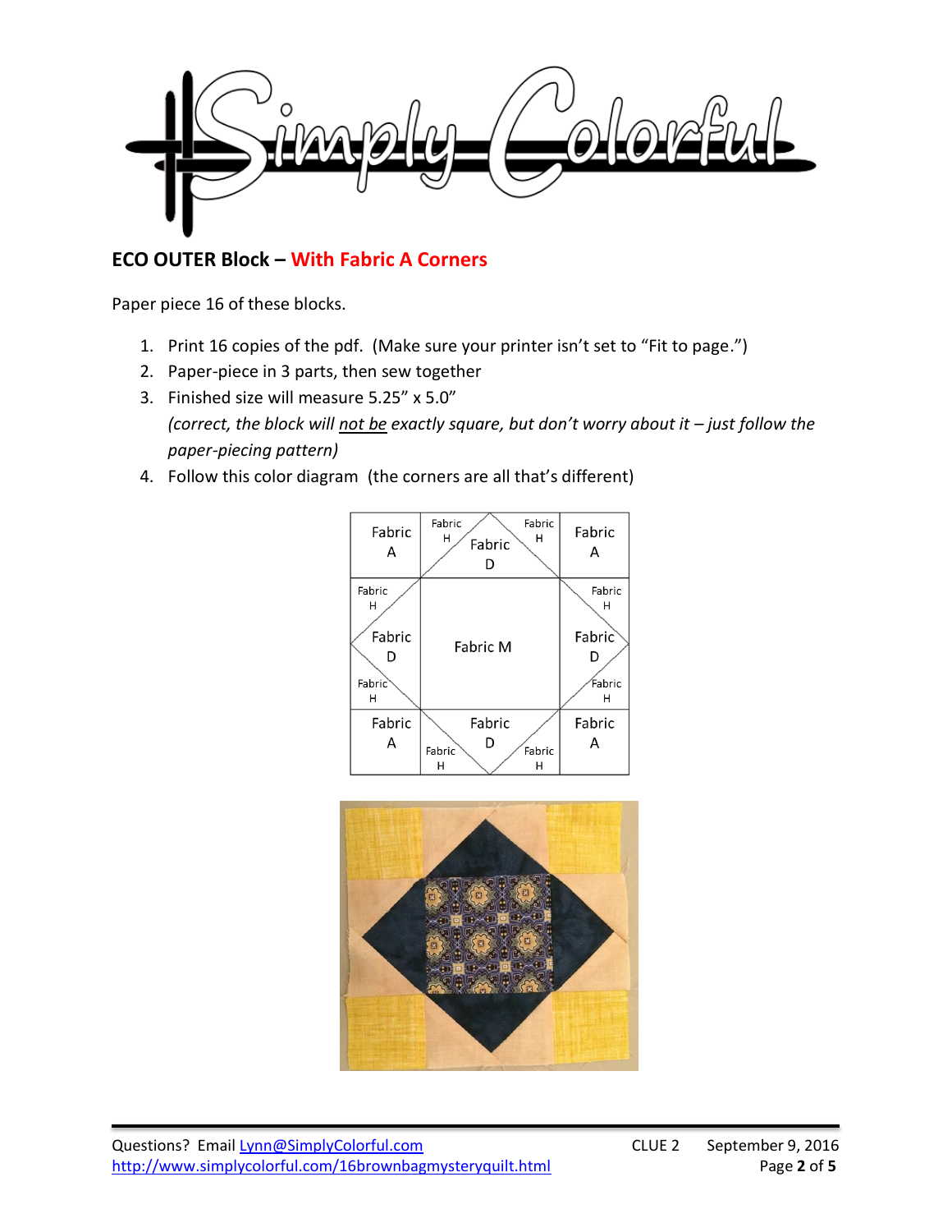## ECO OUTER Block – With Fabric A Corners

Paper piece 16 of these blocks.

1. Print 16 copies of the pdf. (Make sure your printer isn't set to "Fit to page.")
2. Paper-piece in 3 parts, then sew together
3. Finished size will measure 5.25" x 5.0"
   *(correct, the block will not be exactly square, but don't worry about it – just follow the paper-piecing pattern)*
4. Follow this color diagram (the corners are all that's different)

| | | |
|---|---|---|
| Fabric A | Fabric H / Fabric D / Fabric H | Fabric A |
| Fabric H / Fabric D / Fabric H | Fabric M | Fabric H / Fabric D / Fabric H |
| Fabric A | Fabric H / Fabric D / Fabric H | Fabric A |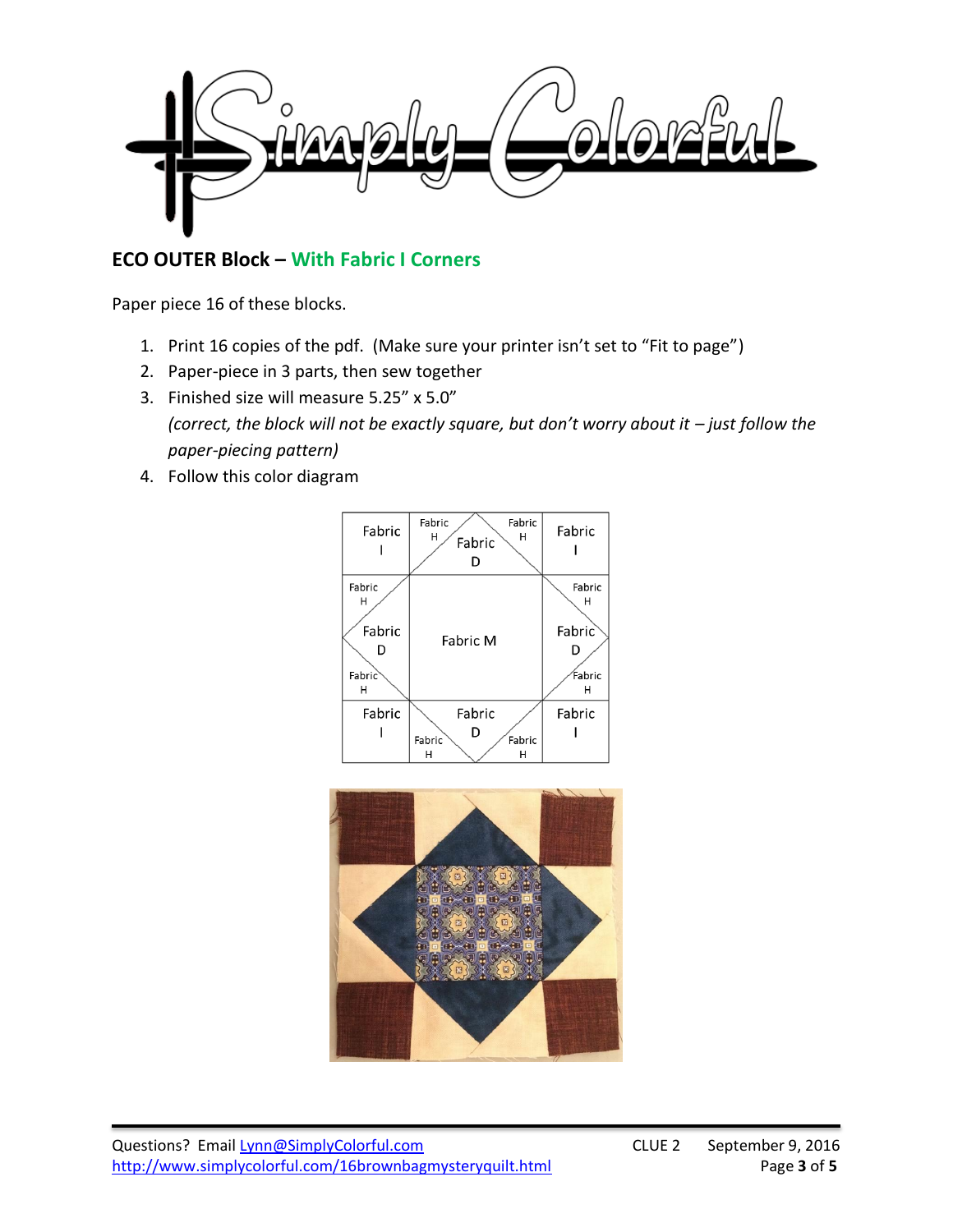## ECO OUTER Block – With Fabric I Corners

Paper piece 16 of these blocks.

1. Print 16 copies of the pdf. (Make sure your printer isn't set to "Fit to page")
2. Paper-piece in 3 parts, then sew together
3. Finished size will measure 5.25" x 5.0"
   *(correct, the block will not be exactly square, but don't worry about it – just follow the paper-piecing pattern)*
4. Follow this color diagram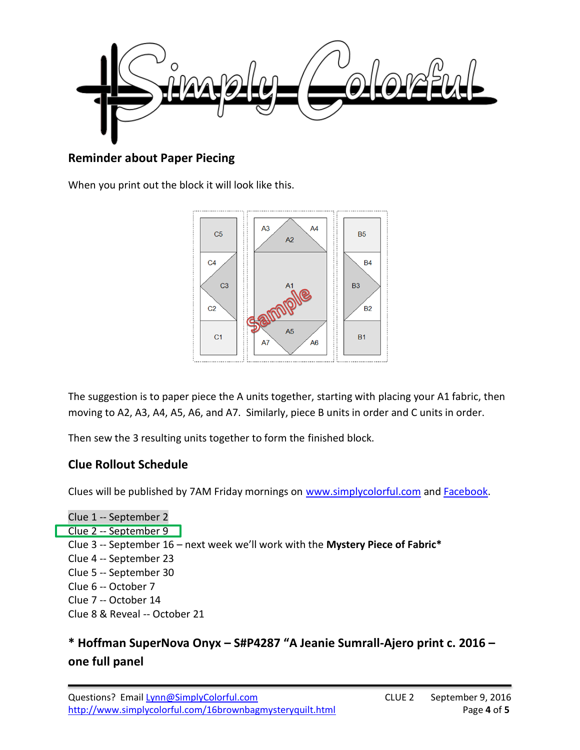## Reminder about Paper Piecing

When you print out the block it will look like this.

The suggestion is to paper piece the A units together, starting with placing your A1 fabric, then moving to A2, A3, A4, A5, A6, and A7. Similarly, piece B units in order and C units in order.

Then sew the 3 resulting units together to form the finished block.

## Clue Rollout Schedule

Clues will be published by 7AM Friday mornings on www.simplycolorful.com and Facebook.

Clue 1 -- September 2
Clue 2 -- September 9
Clue 3 -- September 16 – next week we'll work with the **Mystery Piece of Fabric***
Clue 4 -- September 23
Clue 5 -- September 30
Clue 6 -- October 7
Clue 7 -- October 14
Clue 8 & Reveal -- October 21

### * Hoffman SuperNova Onyx – S#P4287 "A Jeanie Sumrall-Ajero print c. 2016 – one full panel

Questions? Email Lynn@SimplyColorful.com
http://www.simplycolorful.com/16brownbagmysteryquilt.html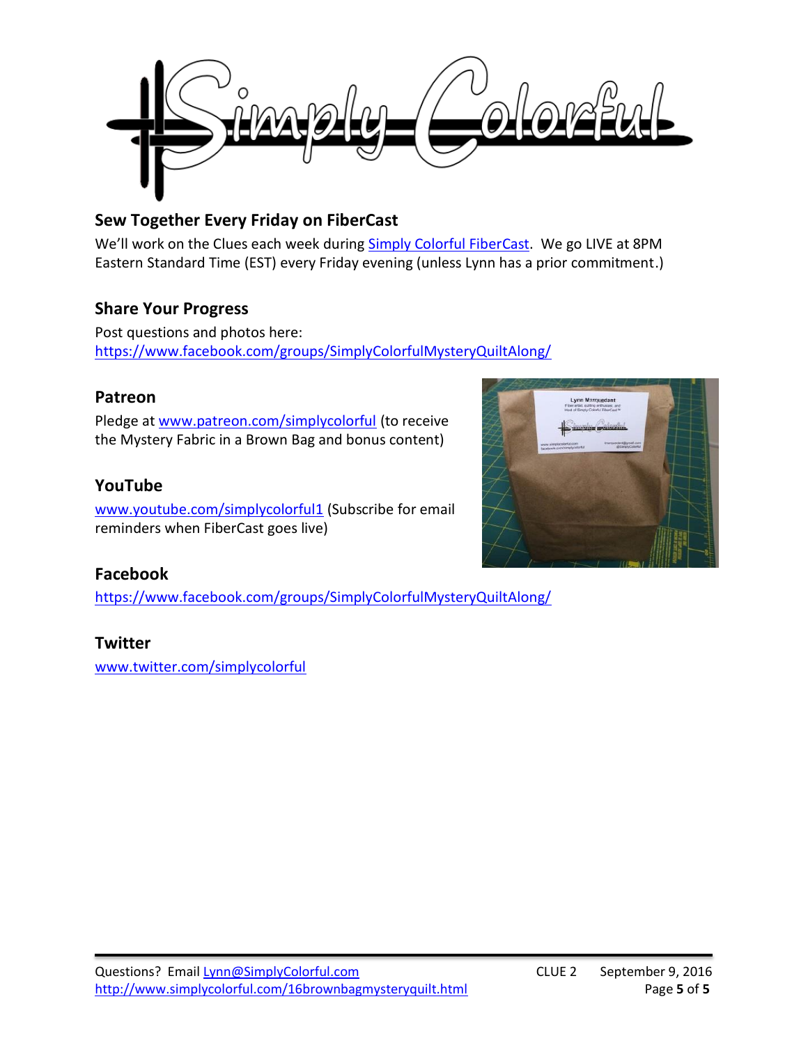## Sew Together Every Friday on FiberCast

We'll work on the Clues each week during Simply Colorful FiberCast. We go LIVE at 8PM Eastern Standard Time (EST) every Friday evening (unless Lynn has a prior commitment.)

## Share Your Progress

Post questions and photos here:
https://www.facebook.com/groups/SimplyColorfulMysteryQuiltAlong/

## Patreon

Pledge at www.patreon.com/simplycolorful (to receive the Mystery Fabric in a Brown Bag and bonus content)

## YouTube

www.youtube.com/simplycolorful1 (Subscribe for email reminders when FiberCast goes live)

## Facebook

https://www.facebook.com/groups/SimplyColorfulMysteryQuiltAlong/

## Twitter

www.twitter.com/simplycolorful

Questions? Email Lynn@SimplyColorful.com
http://www.simplycolorful.com/16brownbagmysteryquilt.html